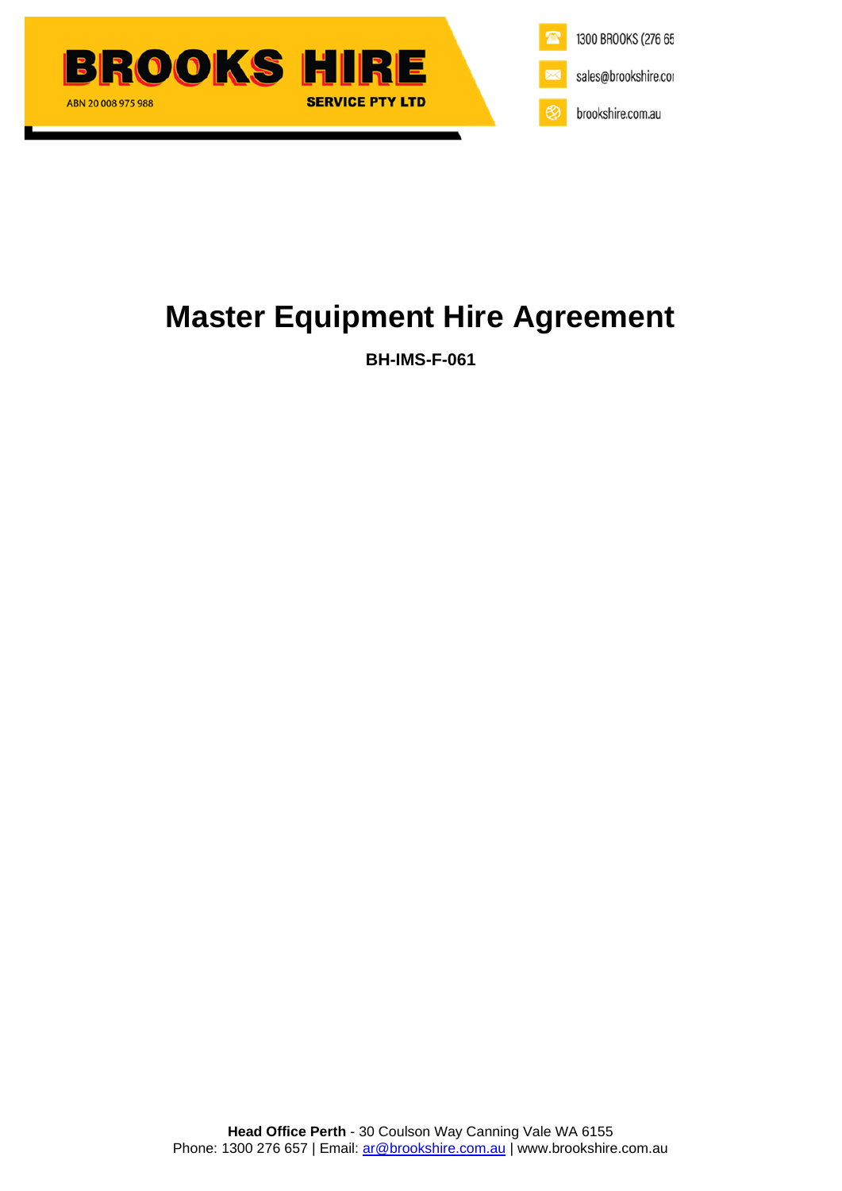# Master Equipment Hire Agreement

**BH-IMS-F-061**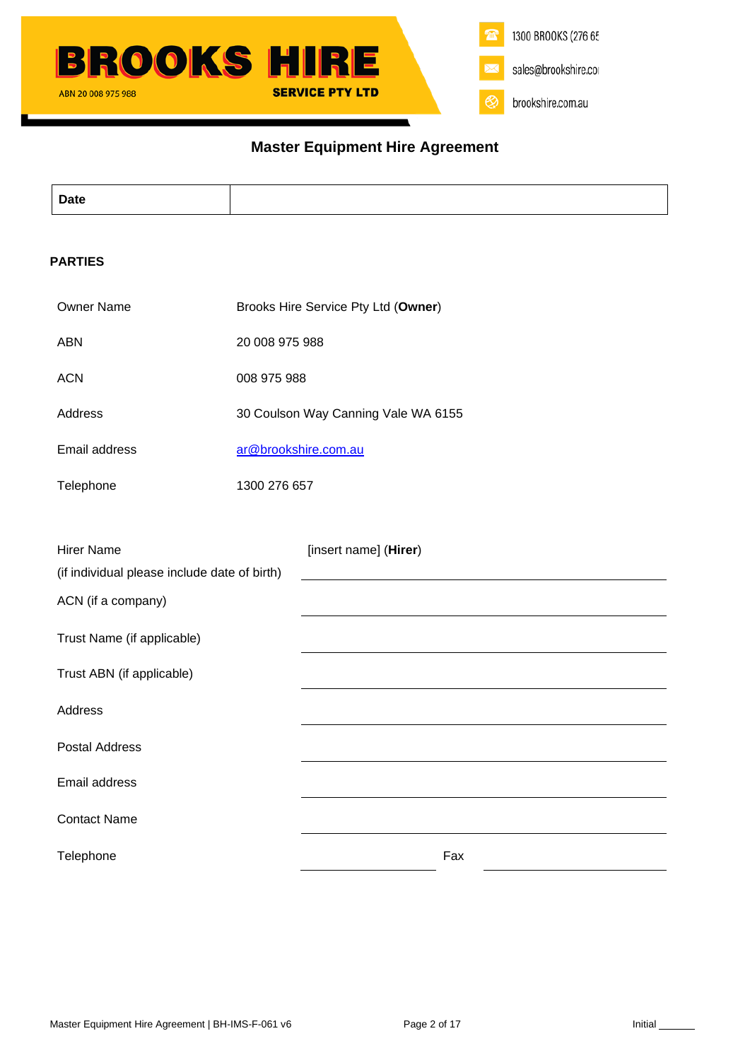BROOKS HIRE SERVICE PTY LTD

ABN 20 008 975 988

1300 BROOKS (276 65

sales@brookshire.co

brookshire.com.au

## Master Equipment Hire Agreement

| Date | |
|---|---|

### PARTIES

| | |
|---|---|
| Owner Name | Brooks Hire Service Pty Ltd (**Owner**) |
| ABN | 20 008 975 988 |
| ACN | 008 975 988 |
| Address | 30 Coulson Way Canning Vale WA 6155 |
| Email address | ar@brookshire.com.au |
| Telephone | 1300 276 657 |

| | |
|---|---|
| Hirer Name (if individual please include date of birth) | [insert name] (**Hirer**) |
| ACN (if a company) | |
| Trust Name (if applicable) | |
| Trust ABN (if applicable) | |
| Address | |
| Postal Address | |
| Email address | |
| Contact Name | |
| Telephone | Fax |

Initial _______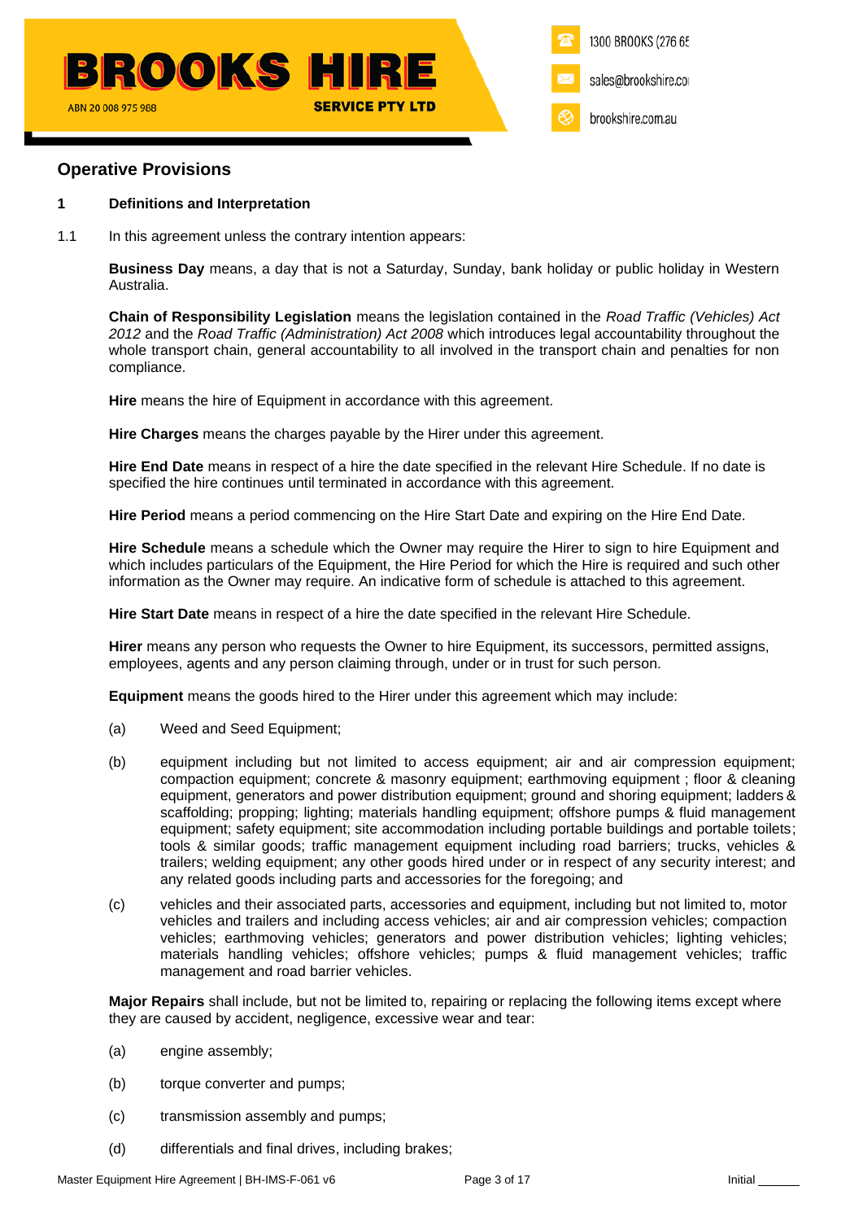## Operative Provisions

**1 Definitions and Interpretation**

1.1 In this agreement unless the contrary intention appears:

**Business Day** means, a day that is not a Saturday, Sunday, bank holiday or public holiday in Western Australia.

**Chain of Responsibility Legislation** means the legislation contained in the *Road Traffic (Vehicles) Act 2012* and the *Road Traffic (Administration) Act 2008* which introduces legal accountability throughout the whole transport chain, general accountability to all involved in the transport chain and penalties for non compliance.

**Hire** means the hire of Equipment in accordance with this agreement.

**Hire Charges** means the charges payable by the Hirer under this agreement.

**Hire End Date** means in respect of a hire the date specified in the relevant Hire Schedule. If no date is specified the hire continues until terminated in accordance with this agreement.

**Hire Period** means a period commencing on the Hire Start Date and expiring on the Hire End Date.

**Hire Schedule** means a schedule which the Owner may require the Hirer to sign to hire Equipment and which includes particulars of the Equipment, the Hire Period for which the Hire is required and such other information as the Owner may require. An indicative form of schedule is attached to this agreement.

**Hire Start Date** means in respect of a hire the date specified in the relevant Hire Schedule.

**Hirer** means any person who requests the Owner to hire Equipment, its successors, permitted assigns, employees, agents and any person claiming through, under or in trust for such person.

**Equipment** means the goods hired to the Hirer under this agreement which may include:

(a) Weed and Seed Equipment;

(b) equipment including but not limited to access equipment; air and air compression equipment; compaction equipment; concrete & masonry equipment; earthmoving equipment ; floor & cleaning equipment, generators and power distribution equipment; ground and shoring equipment; ladders & scaffolding; propping; lighting; materials handling equipment; offshore pumps & fluid management equipment; safety equipment; site accommodation including portable buildings and portable toilets; tools & similar goods; traffic management equipment including road barriers; trucks, vehicles & trailers; welding equipment; any other goods hired under or in respect of any security interest; and any related goods including parts and accessories for the foregoing; and

(c) vehicles and their associated parts, accessories and equipment, including but not limited to, motor vehicles and trailers and including access vehicles; air and air compression vehicles; compaction vehicles; earthmoving vehicles; generators and power distribution vehicles; lighting vehicles; materials handling vehicles; offshore vehicles; pumps & fluid management vehicles; traffic management and road barrier vehicles.

**Major Repairs** shall include, but not be limited to, repairing or replacing the following items except where they are caused by accident, negligence, excessive wear and tear:

(a) engine assembly;

(b) torque converter and pumps;

(c) transmission assembly and pumps;

(d) differentials and final drives, including brakes;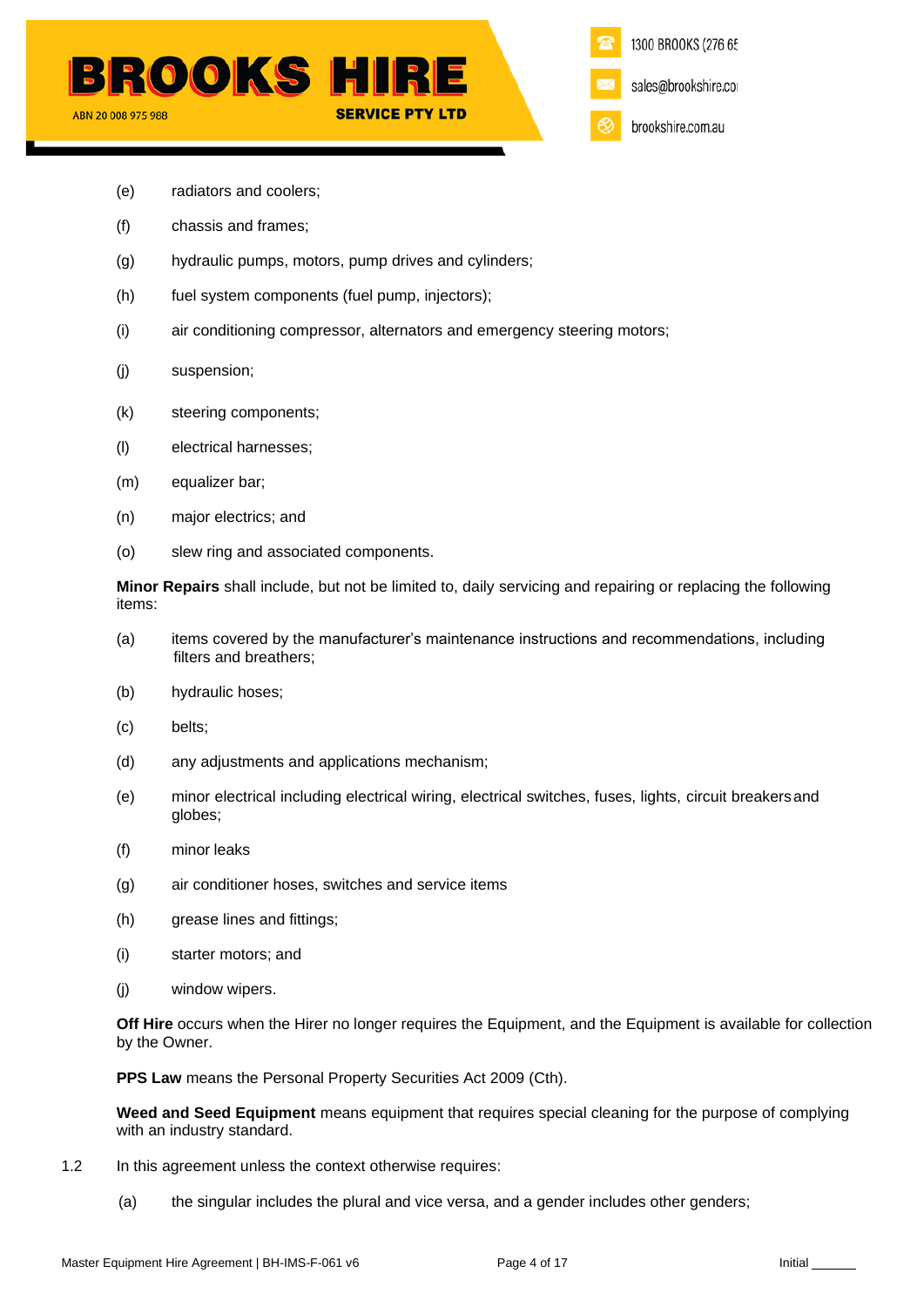(e) radiators and coolers;

(f) chassis and frames;

(g) hydraulic pumps, motors, pump drives and cylinders;

(h) fuel system components (fuel pump, injectors);

(i) air conditioning compressor, alternators and emergency steering motors;

(j) suspension;

(k) steering components;

(l) electrical harnesses;

(m) equalizer bar;

(n) major electrics; and

(o) slew ring and associated components.

**Minor Repairs** shall include, but not be limited to, daily servicing and repairing or replacing the following items:

(a) items covered by the manufacturer's maintenance instructions and recommendations, including filters and breathers;

(b) hydraulic hoses;

(c) belts;

(d) any adjustments and applications mechanism;

(e) minor electrical including electrical wiring, electrical switches, fuses, lights, circuit breakers and globes;

(f) minor leaks

(g) air conditioner hoses, switches and service items

(h) grease lines and fittings;

(i) starter motors; and

(j) window wipers.

**Off Hire** occurs when the Hirer no longer requires the Equipment, and the Equipment is available for collection by the Owner.

**PPS Law** means the Personal Property Securities Act 2009 (Cth).

**Weed and Seed Equipment** means equipment that requires special cleaning for the purpose of complying with an industry standard.

1.2 In this agreement unless the context otherwise requires:

(a) the singular includes the plural and vice versa, and a gender includes other genders;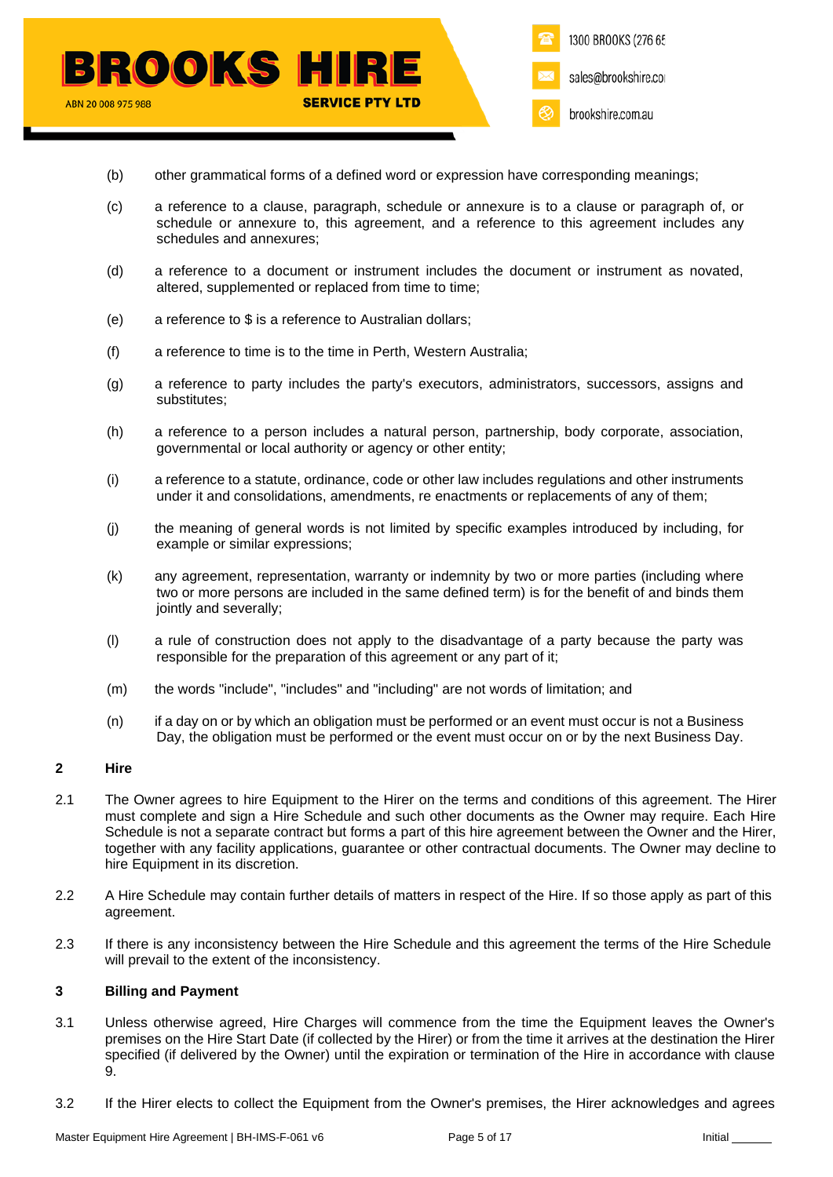(b) other grammatical forms of a defined word or expression have corresponding meanings;

(c) a reference to a clause, paragraph, schedule or annexure is to a clause or paragraph of, or schedule or annexure to, this agreement, and a reference to this agreement includes any schedules and annexures;

(d) a reference to a document or instrument includes the document or instrument as novated, altered, supplemented or replaced from time to time;

(e) a reference to $ is a reference to Australian dollars;

(f) a reference to time is to the time in Perth, Western Australia;

(g) a reference to party includes the party's executors, administrators, successors, assigns and substitutes;

(h) a reference to a person includes a natural person, partnership, body corporate, association, governmental or local authority or agency or other entity;

(i) a reference to a statute, ordinance, code or other law includes regulations and other instruments under it and consolidations, amendments, re enactments or replacements of any of them;

(j) the meaning of general words is not limited by specific examples introduced by including, for example or similar expressions;

(k) any agreement, representation, warranty or indemnity by two or more parties (including where two or more persons are included in the same defined term) is for the benefit of and binds them jointly and severally;

(l) a rule of construction does not apply to the disadvantage of a party because the party was responsible for the preparation of this agreement or any part of it;

(m) the words "include", "includes" and "including" are not words of limitation; and

(n) if a day on or by which an obligation must be performed or an event must occur is not a Business Day, the obligation must be performed or the event must occur on or by the next Business Day.

## 2 Hire

2.1 The Owner agrees to hire Equipment to the Hirer on the terms and conditions of this agreement. The Hirer must complete and sign a Hire Schedule and such other documents as the Owner may require. Each Hire Schedule is not a separate contract but forms a part of this hire agreement between the Owner and the Hirer, together with any facility applications, guarantee or other contractual documents. The Owner may decline to hire Equipment in its discretion.

2.2 A Hire Schedule may contain further details of matters in respect of the Hire. If so those apply as part of this agreement.

2.3 If there is any inconsistency between the Hire Schedule and this agreement the terms of the Hire Schedule will prevail to the extent of the inconsistency.

## 3 Billing and Payment

3.1 Unless otherwise agreed, Hire Charges will commence from the time the Equipment leaves the Owner's premises on the Hire Start Date (if collected by the Hirer) or from the time it arrives at the destination the Hirer specified (if delivered by the Owner) until the expiration or termination of the Hire in accordance with clause 9.

3.2 If the Hirer elects to collect the Equipment from the Owner's premises, the Hirer acknowledges and agrees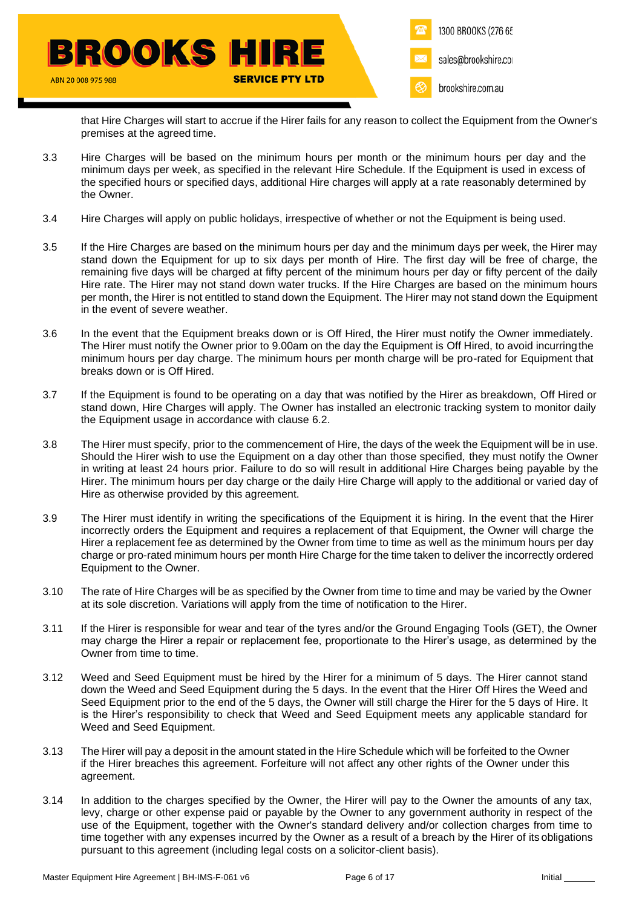that Hire Charges will start to accrue if the Hirer fails for any reason to collect the Equipment from the Owner's premises at the agreed time.

3.3 Hire Charges will be based on the minimum hours per month or the minimum hours per day and the minimum days per week, as specified in the relevant Hire Schedule. If the Equipment is used in excess of the specified hours or specified days, additional Hire charges will apply at a rate reasonably determined by the Owner.

3.4 Hire Charges will apply on public holidays, irrespective of whether or not the Equipment is being used.

3.5 If the Hire Charges are based on the minimum hours per day and the minimum days per week, the Hirer may stand down the Equipment for up to six days per month of Hire. The first day will be free of charge, the remaining five days will be charged at fifty percent of the minimum hours per day or fifty percent of the daily Hire rate. The Hirer may not stand down water trucks. If the Hire Charges are based on the minimum hours per month, the Hirer is not entitled to stand down the Equipment. The Hirer may not stand down the Equipment in the event of severe weather.

3.6 In the event that the Equipment breaks down or is Off Hired, the Hirer must notify the Owner immediately. The Hirer must notify the Owner prior to 9.00am on the day the Equipment is Off Hired, to avoid incurring the minimum hours per day charge. The minimum hours per month charge will be pro-rated for Equipment that breaks down or is Off Hired.

3.7 If the Equipment is found to be operating on a day that was notified by the Hirer as breakdown, Off Hired or stand down, Hire Charges will apply. The Owner has installed an electronic tracking system to monitor daily the Equipment usage in accordance with clause 6.2.

3.8 The Hirer must specify, prior to the commencement of Hire, the days of the week the Equipment will be in use. Should the Hirer wish to use the Equipment on a day other than those specified, they must notify the Owner in writing at least 24 hours prior. Failure to do so will result in additional Hire Charges being payable by the Hirer. The minimum hours per day charge or the daily Hire Charge will apply to the additional or varied day of Hire as otherwise provided by this agreement.

3.9 The Hirer must identify in writing the specifications of the Equipment it is hiring. In the event that the Hirer incorrectly orders the Equipment and requires a replacement of that Equipment, the Owner will charge the Hirer a replacement fee as determined by the Owner from time to time as well as the minimum hours per day charge or pro-rated minimum hours per month Hire Charge for the time taken to deliver the incorrectly ordered Equipment to the Owner.

3.10 The rate of Hire Charges will be as specified by the Owner from time to time and may be varied by the Owner at its sole discretion. Variations will apply from the time of notification to the Hirer.

3.11 If the Hirer is responsible for wear and tear of the tyres and/or the Ground Engaging Tools (GET), the Owner may charge the Hirer a repair or replacement fee, proportionate to the Hirer's usage, as determined by the Owner from time to time.

3.12 Weed and Seed Equipment must be hired by the Hirer for a minimum of 5 days. The Hirer cannot stand down the Weed and Seed Equipment during the 5 days. In the event that the Hirer Off Hires the Weed and Seed Equipment prior to the end of the 5 days, the Owner will still charge the Hirer for the 5 days of Hire. It is the Hirer's responsibility to check that Weed and Seed Equipment meets any applicable standard for Weed and Seed Equipment.

3.13 The Hirer will pay a deposit in the amount stated in the Hire Schedule which will be forfeited to the Owner if the Hirer breaches this agreement. Forfeiture will not affect any other rights of the Owner under this agreement.

3.14 In addition to the charges specified by the Owner, the Hirer will pay to the Owner the amounts of any tax, levy, charge or other expense paid or payable by the Owner to any government authority in respect of the use of the Equipment, together with the Owner's standard delivery and/or collection charges from time to time together with any expenses incurred by the Owner as a result of a breach by the Hirer of its obligations pursuant to this agreement (including legal costs on a solicitor-client basis).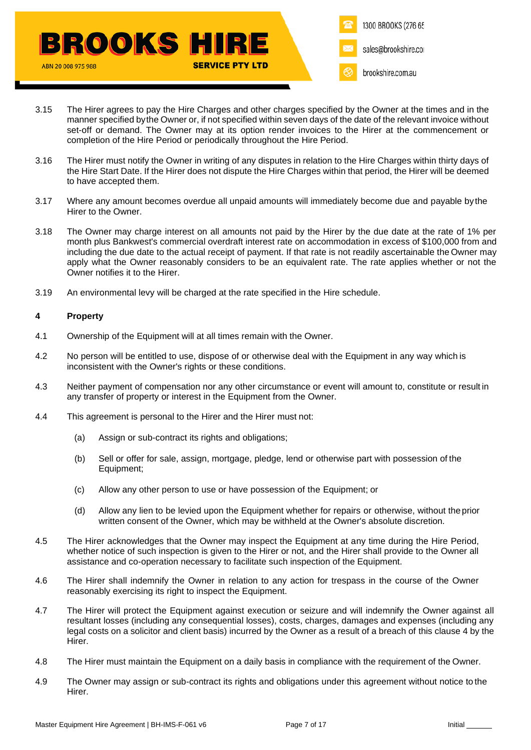3.15 The Hirer agrees to pay the Hire Charges and other charges specified by the Owner at the times and in the manner specified by the Owner or, if not specified within seven days of the date of the relevant invoice without set-off or demand. The Owner may at its option render invoices to the Hirer at the commencement or completion of the Hire Period or periodically throughout the Hire Period.

3.16 The Hirer must notify the Owner in writing of any disputes in relation to the Hire Charges within thirty days of the Hire Start Date. If the Hirer does not dispute the Hire Charges within that period, the Hirer will be deemed to have accepted them.

3.17 Where any amount becomes overdue all unpaid amounts will immediately become due and payable by the Hirer to the Owner.

3.18 The Owner may charge interest on all amounts not paid by the Hirer by the due date at the rate of 1% per month plus Bankwest's commercial overdraft interest rate on accommodation in excess of $100,000 from and including the due date to the actual receipt of payment. If that rate is not readily ascertainable the Owner may apply what the Owner reasonably considers to be an equivalent rate. The rate applies whether or not the Owner notifies it to the Hirer.

3.19 An environmental levy will be charged at the rate specified in the Hire schedule.

## 4 Property

4.1 Ownership of the Equipment will at all times remain with the Owner.

4.2 No person will be entitled to use, dispose of or otherwise deal with the Equipment in any way which is inconsistent with the Owner's rights or these conditions.

4.3 Neither payment of compensation nor any other circumstance or event will amount to, constitute or result in any transfer of property or interest in the Equipment from the Owner.

4.4 This agreement is personal to the Hirer and the Hirer must not:

(a) Assign or sub-contract its rights and obligations;

(b) Sell or offer for sale, assign, mortgage, pledge, lend or otherwise part with possession of the Equipment;

(c) Allow any other person to use or have possession of the Equipment; or

(d) Allow any lien to be levied upon the Equipment whether for repairs or otherwise, without the prior written consent of the Owner, which may be withheld at the Owner's absolute discretion.

4.5 The Hirer acknowledges that the Owner may inspect the Equipment at any time during the Hire Period, whether notice of such inspection is given to the Hirer or not, and the Hirer shall provide to the Owner all assistance and co-operation necessary to facilitate such inspection of the Equipment.

4.6 The Hirer shall indemnify the Owner in relation to any action for trespass in the course of the Owner reasonably exercising its right to inspect the Equipment.

4.7 The Hirer will protect the Equipment against execution or seizure and will indemnify the Owner against all resultant losses (including any consequential losses), costs, charges, damages and expenses (including any legal costs on a solicitor and client basis) incurred by the Owner as a result of a breach of this clause 4 by the Hirer.

4.8 The Hirer must maintain the Equipment on a daily basis in compliance with the requirement of the Owner.

4.9 The Owner may assign or sub-contract its rights and obligations under this agreement without notice to the Hirer.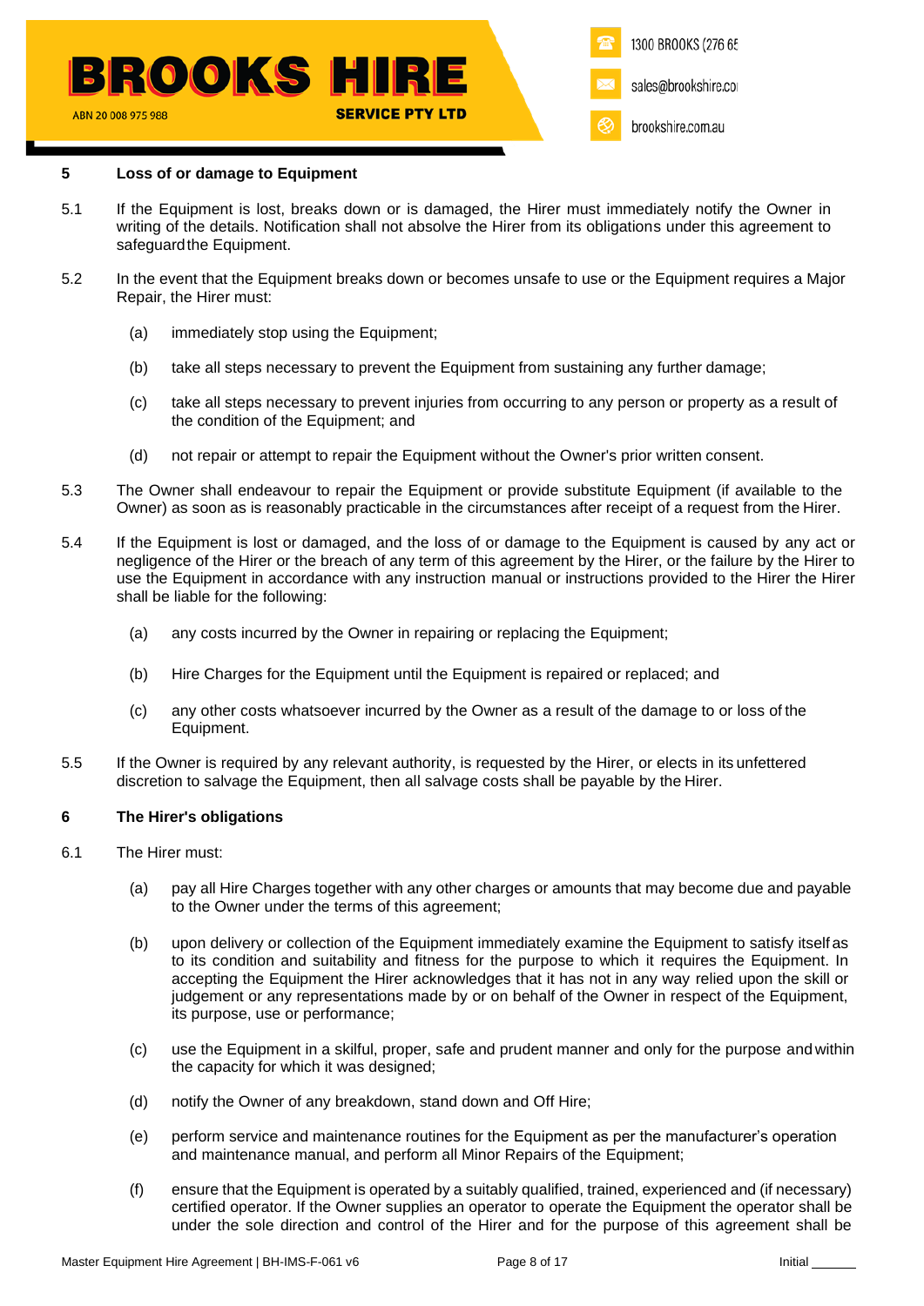## 5 Loss of or damage to Equipment

5.1 If the Equipment is lost, breaks down or is damaged, the Hirer must immediately notify the Owner in writing of the details. Notification shall not absolve the Hirer from its obligations under this agreement to safeguard the Equipment.

5.2 In the event that the Equipment breaks down or becomes unsafe to use or the Equipment requires a Major Repair, the Hirer must:

(a) immediately stop using the Equipment;

(b) take all steps necessary to prevent the Equipment from sustaining any further damage;

(c) take all steps necessary to prevent injuries from occurring to any person or property as a result of the condition of the Equipment; and

(d) not repair or attempt to repair the Equipment without the Owner's prior written consent.

5.3 The Owner shall endeavour to repair the Equipment or provide substitute Equipment (if available to the Owner) as soon as is reasonably practicable in the circumstances after receipt of a request from the Hirer.

5.4 If the Equipment is lost or damaged, and the loss of or damage to the Equipment is caused by any act or negligence of the Hirer or the breach of any term of this agreement by the Hirer, or the failure by the Hirer to use the Equipment in accordance with any instruction manual or instructions provided to the Hirer the Hirer shall be liable for the following:

(a) any costs incurred by the Owner in repairing or replacing the Equipment;

(b) Hire Charges for the Equipment until the Equipment is repaired or replaced; and

(c) any other costs whatsoever incurred by the Owner as a result of the damage to or loss of the Equipment.

5.5 If the Owner is required by any relevant authority, is requested by the Hirer, or elects in its unfettered discretion to salvage the Equipment, then all salvage costs shall be payable by the Hirer.

## 6 The Hirer's obligations

6.1 The Hirer must:

(a) pay all Hire Charges together with any other charges or amounts that may become due and payable to the Owner under the terms of this agreement;

(b) upon delivery or collection of the Equipment immediately examine the Equipment to satisfy itself as to its condition and suitability and fitness for the purpose to which it requires the Equipment. In accepting the Equipment the Hirer acknowledges that it has not in any way relied upon the skill or judgement or any representations made by or on behalf of the Owner in respect of the Equipment, its purpose, use or performance;

(c) use the Equipment in a skilful, proper, safe and prudent manner and only for the purpose and within the capacity for which it was designed;

(d) notify the Owner of any breakdown, stand down and Off Hire;

(e) perform service and maintenance routines for the Equipment as per the manufacturer's operation and maintenance manual, and perform all Minor Repairs of the Equipment;

(f) ensure that the Equipment is operated by a suitably qualified, trained, experienced and (if necessary) certified operator. If the Owner supplies an operator to operate the Equipment the operator shall be under the sole direction and control of the Hirer and for the purpose of this agreement shall be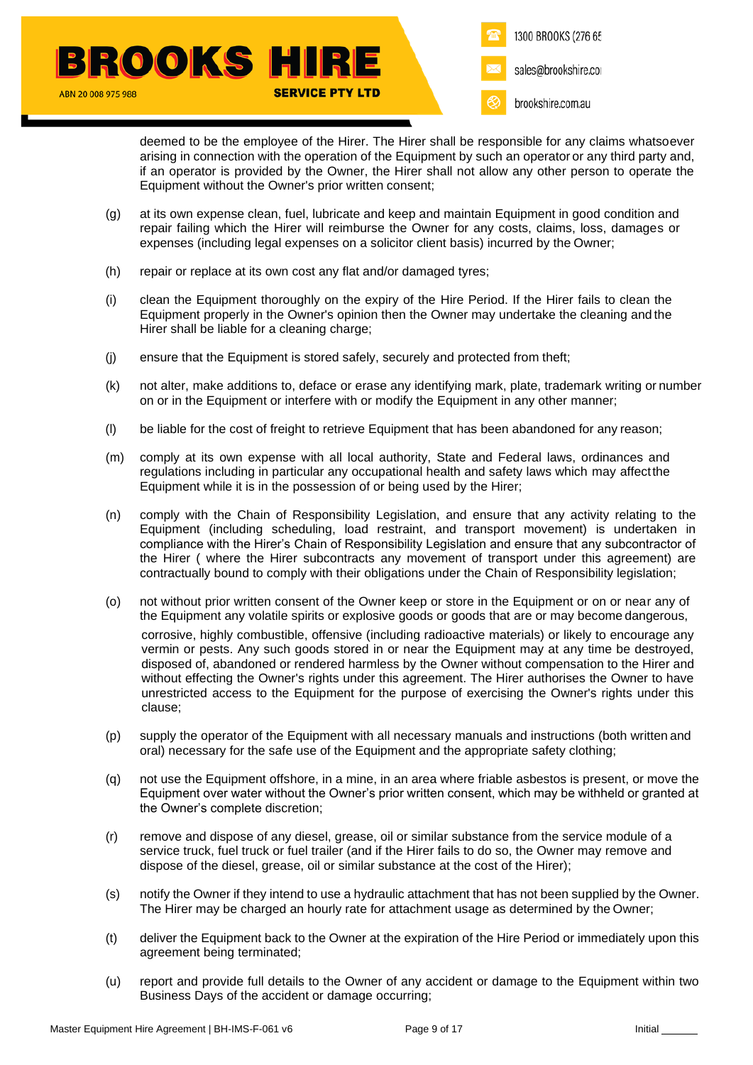deemed to be the employee of the Hirer. The Hirer shall be responsible for any claims whatsoever arising in connection with the operation of the Equipment by such an operator or any third party and, if an operator is provided by the Owner, the Hirer shall not allow any other person to operate the Equipment without the Owner's prior written consent;

(g) at its own expense clean, fuel, lubricate and keep and maintain Equipment in good condition and repair failing which the Hirer will reimburse the Owner for any costs, claims, loss, damages or expenses (including legal expenses on a solicitor client basis) incurred by the Owner;

(h) repair or replace at its own cost any flat and/or damaged tyres;

(i) clean the Equipment thoroughly on the expiry of the Hire Period. If the Hirer fails to clean the Equipment properly in the Owner's opinion then the Owner may undertake the cleaning and the Hirer shall be liable for a cleaning charge;

(j) ensure that the Equipment is stored safely, securely and protected from theft;

(k) not alter, make additions to, deface or erase any identifying mark, plate, trademark writing or number on or in the Equipment or interfere with or modify the Equipment in any other manner;

(l) be liable for the cost of freight to retrieve Equipment that has been abandoned for any reason;

(m) comply at its own expense with all local authority, State and Federal laws, ordinances and regulations including in particular any occupational health and safety laws which may affect the Equipment while it is in the possession of or being used by the Hirer;

(n) comply with the Chain of Responsibility Legislation, and ensure that any activity relating to the Equipment (including scheduling, load restraint, and transport movement) is undertaken in compliance with the Hirer's Chain of Responsibility Legislation and ensure that any subcontractor of the Hirer ( where the Hirer subcontracts any movement of transport under this agreement) are contractually bound to comply with their obligations under the Chain of Responsibility legislation;

(o) not without prior written consent of the Owner keep or store in the Equipment or on or near any of the Equipment any volatile spirits or explosive goods or goods that are or may become dangerous, corrosive, highly combustible, offensive (including radioactive materials) or likely to encourage any vermin or pests. Any such goods stored in or near the Equipment may at any time be destroyed, disposed of, abandoned or rendered harmless by the Owner without compensation to the Hirer and without effecting the Owner's rights under this agreement. The Hirer authorises the Owner to have unrestricted access to the Equipment for the purpose of exercising the Owner's rights under this clause;

(p) supply the operator of the Equipment with all necessary manuals and instructions (both written and oral) necessary for the safe use of the Equipment and the appropriate safety clothing;

(q) not use the Equipment offshore, in a mine, in an area where friable asbestos is present, or move the Equipment over water without the Owner's prior written consent, which may be withheld or granted at the Owner's complete discretion;

(r) remove and dispose of any diesel, grease, oil or similar substance from the service module of a service truck, fuel truck or fuel trailer (and if the Hirer fails to do so, the Owner may remove and dispose of the diesel, grease, oil or similar substance at the cost of the Hirer);

(s) notify the Owner if they intend to use a hydraulic attachment that has not been supplied by the Owner. The Hirer may be charged an hourly rate for attachment usage as determined by the Owner;

(t) deliver the Equipment back to the Owner at the expiration of the Hire Period or immediately upon this agreement being terminated;

(u) report and provide full details to the Owner of any accident or damage to the Equipment within two Business Days of the accident or damage occurring;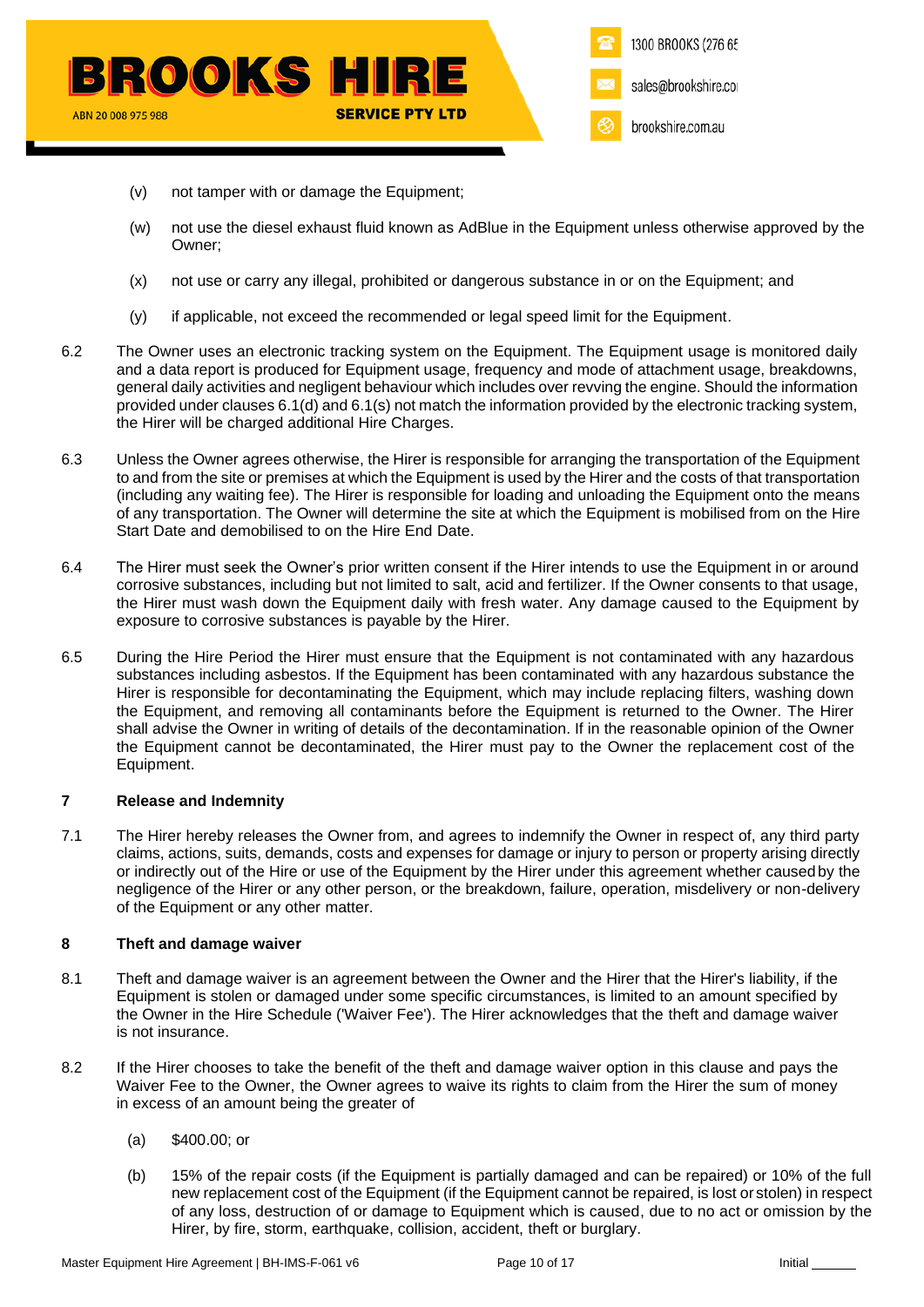(v) not tamper with or damage the Equipment;

(w) not use the diesel exhaust fluid known as AdBlue in the Equipment unless otherwise approved by the Owner;

(x) not use or carry any illegal, prohibited or dangerous substance in or on the Equipment; and

(y) if applicable, not exceed the recommended or legal speed limit for the Equipment.

6.2 The Owner uses an electronic tracking system on the Equipment. The Equipment usage is monitored daily and a data report is produced for Equipment usage, frequency and mode of attachment usage, breakdowns, general daily activities and negligent behaviour which includes over revving the engine. Should the information provided under clauses 6.1(d) and 6.1(s) not match the information provided by the electronic tracking system, the Hirer will be charged additional Hire Charges.

6.3 Unless the Owner agrees otherwise, the Hirer is responsible for arranging the transportation of the Equipment to and from the site or premises at which the Equipment is used by the Hirer and the costs of that transportation (including any waiting fee). The Hirer is responsible for loading and unloading the Equipment onto the means of any transportation. The Owner will determine the site at which the Equipment is mobilised from on the Hire Start Date and demobilised to on the Hire End Date.

6.4 The Hirer must seek the Owner's prior written consent if the Hirer intends to use the Equipment in or around corrosive substances, including but not limited to salt, acid and fertilizer. If the Owner consents to that usage, the Hirer must wash down the Equipment daily with fresh water. Any damage caused to the Equipment by exposure to corrosive substances is payable by the Hirer.

6.5 During the Hire Period the Hirer must ensure that the Equipment is not contaminated with any hazardous substances including asbestos. If the Equipment has been contaminated with any hazardous substance the Hirer is responsible for decontaminating the Equipment, which may include replacing filters, washing down the Equipment, and removing all contaminants before the Equipment is returned to the Owner. The Hirer shall advise the Owner in writing of details of the decontamination. If in the reasonable opinion of the Owner the Equipment cannot be decontaminated, the Hirer must pay to the Owner the replacement cost of the Equipment.

## 7 Release and Indemnity

7.1 The Hirer hereby releases the Owner from, and agrees to indemnify the Owner in respect of, any third party claims, actions, suits, demands, costs and expenses for damage or injury to person or property arising directly or indirectly out of the Hire or use of the Equipment by the Hirer under this agreement whether caused by the negligence of the Hirer or any other person, or the breakdown, failure, operation, misdelivery or non-delivery of the Equipment or any other matter.

## 8 Theft and damage waiver

8.1 Theft and damage waiver is an agreement between the Owner and the Hirer that the Hirer's liability, if the Equipment is stolen or damaged under some specific circumstances, is limited to an amount specified by the Owner in the Hire Schedule ('Waiver Fee'). The Hirer acknowledges that the theft and damage waiver is not insurance.

8.2 If the Hirer chooses to take the benefit of the theft and damage waiver option in this clause and pays the Waiver Fee to the Owner, the Owner agrees to waive its rights to claim from the Hirer the sum of money in excess of an amount being the greater of

(a) $400.00; or

(b) 15% of the repair costs (if the Equipment is partially damaged and can be repaired) or 10% of the full new replacement cost of the Equipment (if the Equipment cannot be repaired, is lost or stolen) in respect of any loss, destruction of or damage to Equipment which is caused, due to no act or omission by the Hirer, by fire, storm, earthquake, collision, accident, theft or burglary.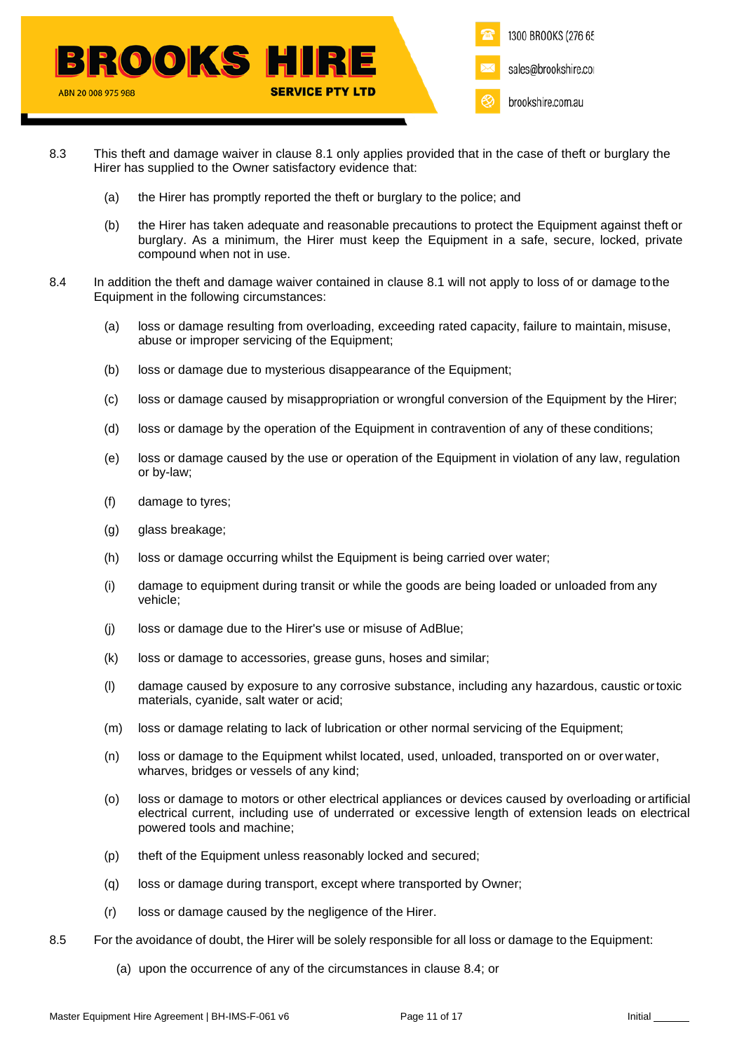8.3 This theft and damage waiver in clause 8.1 only applies provided that in the case of theft or burglary the Hirer has supplied to the Owner satisfactory evidence that:

(a) the Hirer has promptly reported the theft or burglary to the police; and

(b) the Hirer has taken adequate and reasonable precautions to protect the Equipment against theft or burglary. As a minimum, the Hirer must keep the Equipment in a safe, secure, locked, private compound when not in use.

8.4 In addition the theft and damage waiver contained in clause 8.1 will not apply to loss of or damage to the Equipment in the following circumstances:

(a) loss or damage resulting from overloading, exceeding rated capacity, failure to maintain, misuse, abuse or improper servicing of the Equipment;

(b) loss or damage due to mysterious disappearance of the Equipment;

(c) loss or damage caused by misappropriation or wrongful conversion of the Equipment by the Hirer;

(d) loss or damage by the operation of the Equipment in contravention of any of these conditions;

(e) loss or damage caused by the use or operation of the Equipment in violation of any law, regulation or by-law;

(f) damage to tyres;

(g) glass breakage;

(h) loss or damage occurring whilst the Equipment is being carried over water;

(i) damage to equipment during transit or while the goods are being loaded or unloaded from any vehicle;

(j) loss or damage due to the Hirer's use or misuse of AdBlue;

(k) loss or damage to accessories, grease guns, hoses and similar;

(l) damage caused by exposure to any corrosive substance, including any hazardous, caustic or toxic materials, cyanide, salt water or acid;

(m) loss or damage relating to lack of lubrication or other normal servicing of the Equipment;

(n) loss or damage to the Equipment whilst located, used, unloaded, transported on or over water, wharves, bridges or vessels of any kind;

(o) loss or damage to motors or other electrical appliances or devices caused by overloading or artificial electrical current, including use of underrated or excessive length of extension leads on electrical powered tools and machine;

(p) theft of the Equipment unless reasonably locked and secured;

(q) loss or damage during transport, except where transported by Owner;

(r) loss or damage caused by the negligence of the Hirer.

8.5 For the avoidance of doubt, the Hirer will be solely responsible for all loss or damage to the Equipment:

(a) upon the occurrence of any of the circumstances in clause 8.4; or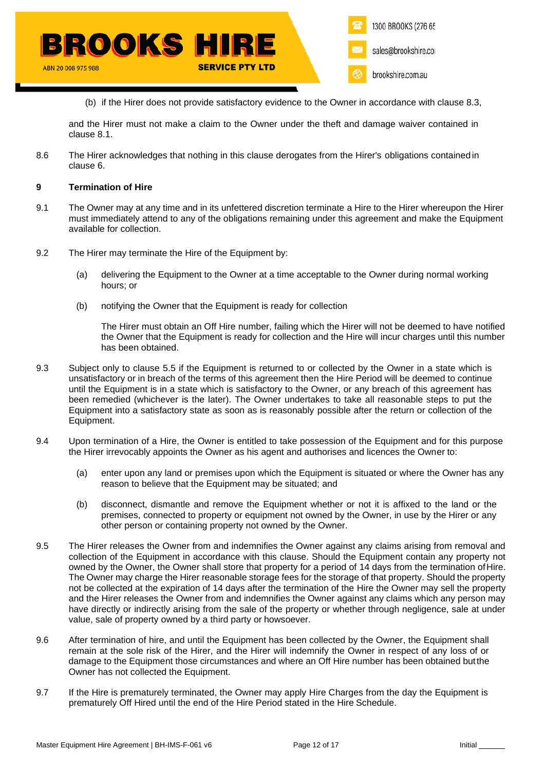(b) if the Hirer does not provide satisfactory evidence to the Owner in accordance with clause 8.3,

and the Hirer must not make a claim to the Owner under the theft and damage waiver contained in clause 8.1.

8.6 The Hirer acknowledges that nothing in this clause derogates from the Hirer's obligations contained in clause 6.

## 9 Termination of Hire

9.1 The Owner may at any time and in its unfettered discretion terminate a Hire to the Hirer whereupon the Hirer must immediately attend to any of the obligations remaining under this agreement and make the Equipment available for collection.

9.2 The Hirer may terminate the Hire of the Equipment by:

(a) delivering the Equipment to the Owner at a time acceptable to the Owner during normal working hours; or

(b) notifying the Owner that the Equipment is ready for collection

The Hirer must obtain an Off Hire number, failing which the Hirer will not be deemed to have notified the Owner that the Equipment is ready for collection and the Hire will incur charges until this number has been obtained.

9.3 Subject only to clause 5.5 if the Equipment is returned to or collected by the Owner in a state which is unsatisfactory or in breach of the terms of this agreement then the Hire Period will be deemed to continue until the Equipment is in a state which is satisfactory to the Owner, or any breach of this agreement has been remedied (whichever is the later). The Owner undertakes to take all reasonable steps to put the Equipment into a satisfactory state as soon as is reasonably possible after the return or collection of the Equipment.

9.4 Upon termination of a Hire, the Owner is entitled to take possession of the Equipment and for this purpose the Hirer irrevocably appoints the Owner as his agent and authorises and licences the Owner to:

(a) enter upon any land or premises upon which the Equipment is situated or where the Owner has any reason to believe that the Equipment may be situated; and

(b) disconnect, dismantle and remove the Equipment whether or not it is affixed to the land or the premises, connected to property or equipment not owned by the Owner, in use by the Hirer or any other person or containing property not owned by the Owner.

9.5 The Hirer releases the Owner from and indemnifies the Owner against any claims arising from removal and collection of the Equipment in accordance with this clause. Should the Equipment contain any property not owned by the Owner, the Owner shall store that property for a period of 14 days from the termination of Hire. The Owner may charge the Hirer reasonable storage fees for the storage of that property. Should the property not be collected at the expiration of 14 days after the termination of the Hire the Owner may sell the property and the Hirer releases the Owner from and indemnifies the Owner against any claims which any person may have directly or indirectly arising from the sale of the property or whether through negligence, sale at under value, sale of property owned by a third party or howsoever.

9.6 After termination of hire, and until the Equipment has been collected by the Owner, the Equipment shall remain at the sole risk of the Hirer, and the Hirer will indemnify the Owner in respect of any loss of or damage to the Equipment those circumstances and where an Off Hire number has been obtained but the Owner has not collected the Equipment.

9.7 If the Hire is prematurely terminated, the Owner may apply Hire Charges from the day the Equipment is prematurely Off Hired until the end of the Hire Period stated in the Hire Schedule.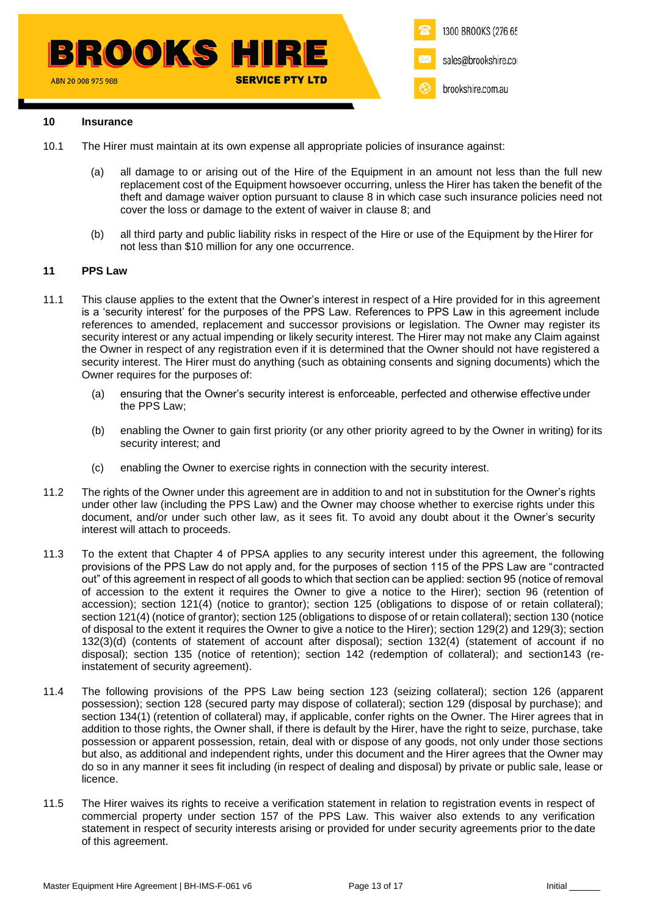## 10 Insurance

10.1 The Hirer must maintain at its own expense all appropriate policies of insurance against:

(a) all damage to or arising out of the Hire of the Equipment in an amount not less than the full new replacement cost of the Equipment howsoever occurring, unless the Hirer has taken the benefit of the theft and damage waiver option pursuant to clause 8 in which case such insurance policies need not cover the loss or damage to the extent of waiver in clause 8; and

(b) all third party and public liability risks in respect of the Hire or use of the Equipment by the Hirer for not less than $10 million for any one occurrence.

## 11 PPS Law

11.1 This clause applies to the extent that the Owner's interest in respect of a Hire provided for in this agreement is a 'security interest' for the purposes of the PPS Law. References to PPS Law in this agreement include references to amended, replacement and successor provisions or legislation. The Owner may register its security interest or any actual impending or likely security interest. The Hirer may not make any Claim against the Owner in respect of any registration even if it is determined that the Owner should not have registered a security interest. The Hirer must do anything (such as obtaining consents and signing documents) which the Owner requires for the purposes of:

(a) ensuring that the Owner's security interest is enforceable, perfected and otherwise effective under the PPS Law;

(b) enabling the Owner to gain first priority (or any other priority agreed to by the Owner in writing) for its security interest; and

(c) enabling the Owner to exercise rights in connection with the security interest.

11.2 The rights of the Owner under this agreement are in addition to and not in substitution for the Owner's rights under other law (including the PPS Law) and the Owner may choose whether to exercise rights under this document, and/or under such other law, as it sees fit. To avoid any doubt about it the Owner's security interest will attach to proceeds.

11.3 To the extent that Chapter 4 of PPSA applies to any security interest under this agreement, the following provisions of the PPS Law do not apply and, for the purposes of section 115 of the PPS Law are "contracted out" of this agreement in respect of all goods to which that section can be applied: section 95 (notice of removal of accession to the extent it requires the Owner to give a notice to the Hirer); section 96 (retention of accession); section 121(4) (notice to grantor); section 125 (obligations to dispose of or retain collateral); section 121(4) (notice of grantor); section 125 (obligations to dispose of or retain collateral); section 130 (notice of disposal to the extent it requires the Owner to give a notice to the Hirer); section 129(2) and 129(3); section 132(3)(d) (contents of statement of account after disposal); section 132(4) (statement of account if no disposal); section 135 (notice of retention); section 142 (redemption of collateral); and section143 (re-instatement of security agreement).

11.4 The following provisions of the PPS Law being section 123 (seizing collateral); section 126 (apparent possession); section 128 (secured party may dispose of collateral); section 129 (disposal by purchase); and section 134(1) (retention of collateral) may, if applicable, confer rights on the Owner. The Hirer agrees that in addition to those rights, the Owner shall, if there is default by the Hirer, have the right to seize, purchase, take possession or apparent possession, retain, deal with or dispose of any goods, not only under those sections but also, as additional and independent rights, under this document and the Hirer agrees that the Owner may do so in any manner it sees fit including (in respect of dealing and disposal) by private or public sale, lease or licence.

11.5 The Hirer waives its rights to receive a verification statement in relation to registration events in respect of commercial property under section 157 of the PPS Law. This waiver also extends to any verification statement in respect of security interests arising or provided for under security agreements prior to the date of this agreement.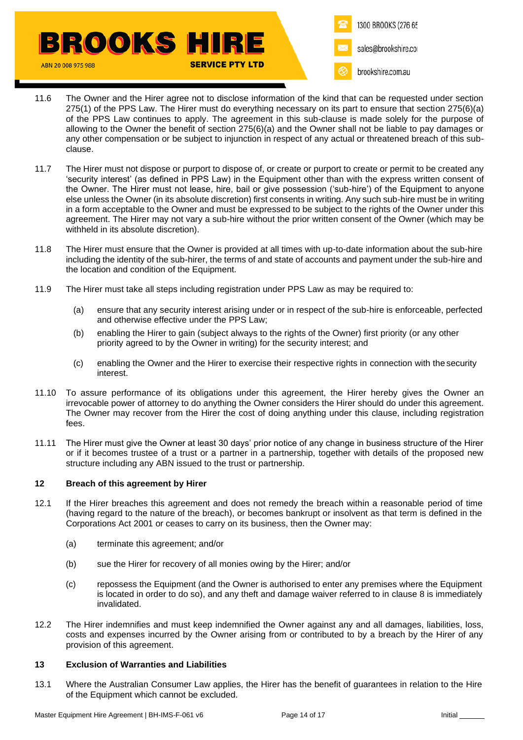11.6 The Owner and the Hirer agree not to disclose information of the kind that can be requested under section 275(1) of the PPS Law. The Hirer must do everything necessary on its part to ensure that section 275(6)(a) of the PPS Law continues to apply. The agreement in this sub-clause is made solely for the purpose of allowing to the Owner the benefit of section 275(6)(a) and the Owner shall not be liable to pay damages or any other compensation or be subject to injunction in respect of any actual or threatened breach of this sub-clause.

11.7 The Hirer must not dispose or purport to dispose of, or create or purport to create or permit to be created any 'security interest' (as defined in PPS Law) in the Equipment other than with the express written consent of the Owner. The Hirer must not lease, hire, bail or give possession ('sub-hire') of the Equipment to anyone else unless the Owner (in its absolute discretion) first consents in writing. Any such sub-hire must be in writing in a form acceptable to the Owner and must be expressed to be subject to the rights of the Owner under this agreement. The Hirer may not vary a sub-hire without the prior written consent of the Owner (which may be withheld in its absolute discretion).

11.8 The Hirer must ensure that the Owner is provided at all times with up-to-date information about the sub-hire including the identity of the sub-hirer, the terms of and state of accounts and payment under the sub-hire and the location and condition of the Equipment.

11.9 The Hirer must take all steps including registration under PPS Law as may be required to:

(a) ensure that any security interest arising under or in respect of the sub-hire is enforceable, perfected and otherwise effective under the PPS Law;

(b) enabling the Hirer to gain (subject always to the rights of the Owner) first priority (or any other priority agreed to by the Owner in writing) for the security interest; and

(c) enabling the Owner and the Hirer to exercise their respective rights in connection with the security interest.

11.10 To assure performance of its obligations under this agreement, the Hirer hereby gives the Owner an irrevocable power of attorney to do anything the Owner considers the Hirer should do under this agreement. The Owner may recover from the Hirer the cost of doing anything under this clause, including registration fees.

11.11 The Hirer must give the Owner at least 30 days' prior notice of any change in business structure of the Hirer or if it becomes trustee of a trust or a partner in a partnership, together with details of the proposed new structure including any ABN issued to the trust or partnership.

## 12 Breach of this agreement by Hirer

12.1 If the Hirer breaches this agreement and does not remedy the breach within a reasonable period of time (having regard to the nature of the breach), or becomes bankrupt or insolvent as that term is defined in the Corporations Act 2001 or ceases to carry on its business, then the Owner may:

(a) terminate this agreement; and/or

(b) sue the Hirer for recovery of all monies owing by the Hirer; and/or

(c) repossess the Equipment (and the Owner is authorised to enter any premises where the Equipment is located in order to do so), and any theft and damage waiver referred to in clause 8 is immediately invalidated.

12.2 The Hirer indemnifies and must keep indemnified the Owner against any and all damages, liabilities, loss, costs and expenses incurred by the Owner arising from or contributed to by a breach by the Hirer of any provision of this agreement.

## 13 Exclusion of Warranties and Liabilities

13.1 Where the Australian Consumer Law applies, the Hirer has the benefit of guarantees in relation to the Hire of the Equipment which cannot be excluded.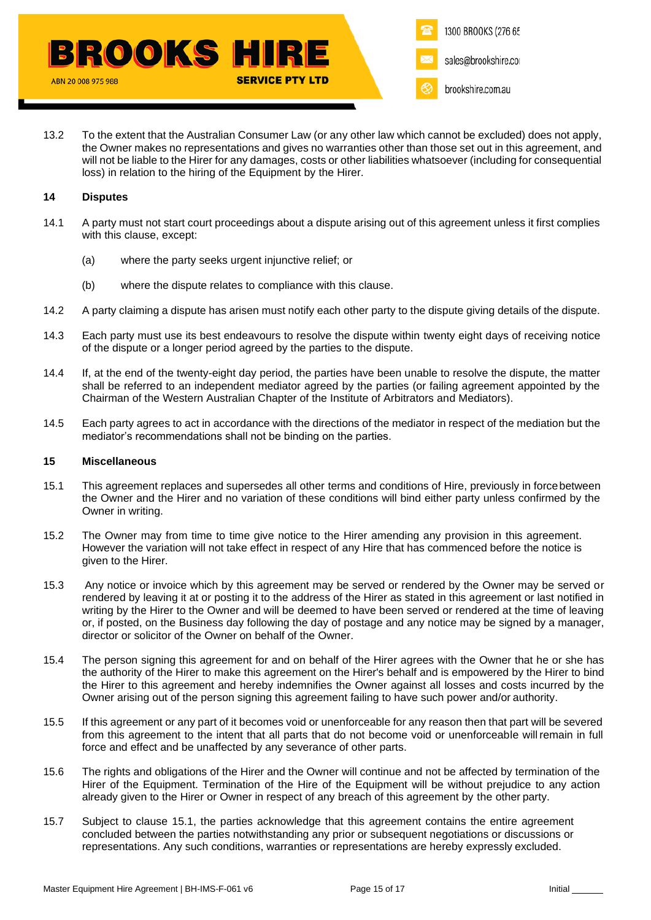13.2 To the extent that the Australian Consumer Law (or any other law which cannot be excluded) does not apply, the Owner makes no representations and gives no warranties other than those set out in this agreement, and will not be liable to the Hirer for any damages, costs or other liabilities whatsoever (including for consequential loss) in relation to the hiring of the Equipment by the Hirer.

## 14 Disputes

14.1 A party must not start court proceedings about a dispute arising out of this agreement unless it first complies with this clause, except:

(a) where the party seeks urgent injunctive relief; or

(b) where the dispute relates to compliance with this clause.

14.2 A party claiming a dispute has arisen must notify each other party to the dispute giving details of the dispute.

14.3 Each party must use its best endeavours to resolve the dispute within twenty eight days of receiving notice of the dispute or a longer period agreed by the parties to the dispute.

14.4 If, at the end of the twenty-eight day period, the parties have been unable to resolve the dispute, the matter shall be referred to an independent mediator agreed by the parties (or failing agreement appointed by the Chairman of the Western Australian Chapter of the Institute of Arbitrators and Mediators).

14.5 Each party agrees to act in accordance with the directions of the mediator in respect of the mediation but the mediator's recommendations shall not be binding on the parties.

## 15 Miscellaneous

15.1 This agreement replaces and supersedes all other terms and conditions of Hire, previously in force between the Owner and the Hirer and no variation of these conditions will bind either party unless confirmed by the Owner in writing.

15.2 The Owner may from time to time give notice to the Hirer amending any provision in this agreement. However the variation will not take effect in respect of any Hire that has commenced before the notice is given to the Hirer.

15.3 Any notice or invoice which by this agreement may be served or rendered by the Owner may be served or rendered by leaving it at or posting it to the address of the Hirer as stated in this agreement or last notified in writing by the Hirer to the Owner and will be deemed to have been served or rendered at the time of leaving or, if posted, on the Business day following the day of postage and any notice may be signed by a manager, director or solicitor of the Owner on behalf of the Owner.

15.4 The person signing this agreement for and on behalf of the Hirer agrees with the Owner that he or she has the authority of the Hirer to make this agreement on the Hirer's behalf and is empowered by the Hirer to bind the Hirer to this agreement and hereby indemnifies the Owner against all losses and costs incurred by the Owner arising out of the person signing this agreement failing to have such power and/or authority.

15.5 If this agreement or any part of it becomes void or unenforceable for any reason then that part will be severed from this agreement to the intent that all parts that do not become void or unenforceable will remain in full force and effect and be unaffected by any severance of other parts.

15.6 The rights and obligations of the Hirer and the Owner will continue and not be affected by termination of the Hirer of the Equipment. Termination of the Hire of the Equipment will be without prejudice to any action already given to the Hirer or Owner in respect of any breach of this agreement by the other party.

15.7 Subject to clause 15.1, the parties acknowledge that this agreement contains the entire agreement concluded between the parties notwithstanding any prior or subsequent negotiations or discussions or representations. Any such conditions, warranties or representations are hereby expressly excluded.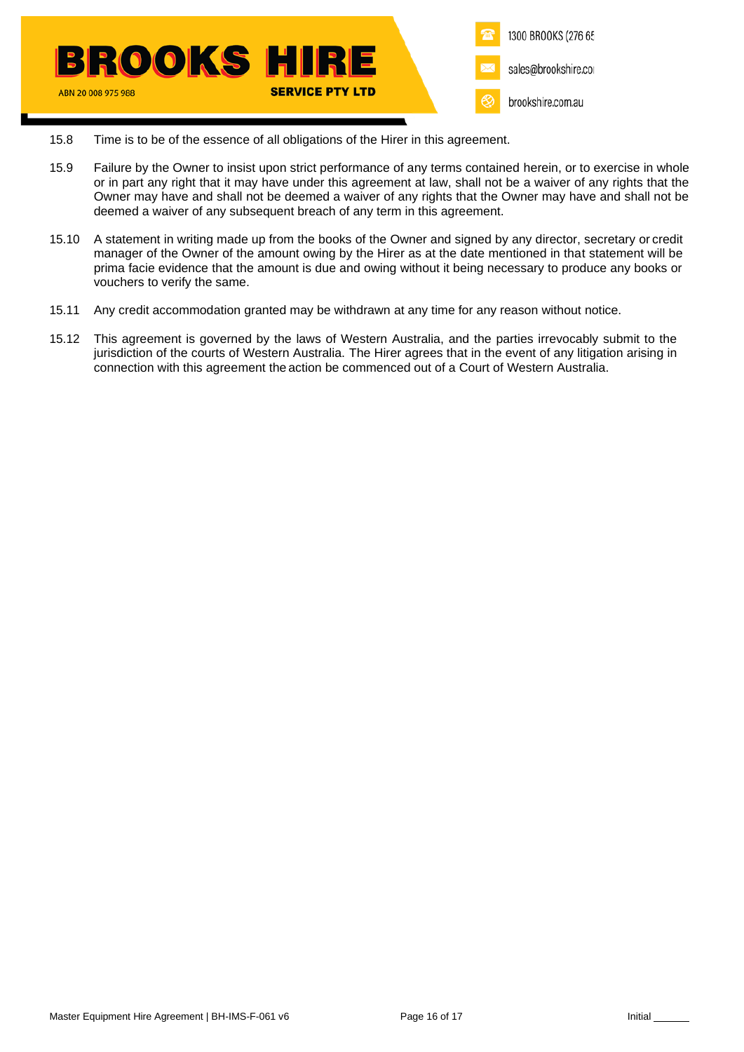15.8 Time is to be of the essence of all obligations of the Hirer in this agreement.

15.9 Failure by the Owner to insist upon strict performance of any terms contained herein, or to exercise in whole or in part any right that it may have under this agreement at law, shall not be a waiver of any rights that the Owner may have and shall not be deemed a waiver of any rights that the Owner may have and shall not be deemed a waiver of any subsequent breach of any term in this agreement.

15.10 A statement in writing made up from the books of the Owner and signed by any director, secretary or credit manager of the Owner of the amount owing by the Hirer as at the date mentioned in that statement will be prima facie evidence that the amount is due and owing without it being necessary to produce any books or vouchers to verify the same.

15.11 Any credit accommodation granted may be withdrawn at any time for any reason without notice.

15.12 This agreement is governed by the laws of Western Australia, and the parties irrevocably submit to the jurisdiction of the courts of Western Australia. The Hirer agrees that in the event of any litigation arising in connection with this agreement the action be commenced out of a Court of Western Australia.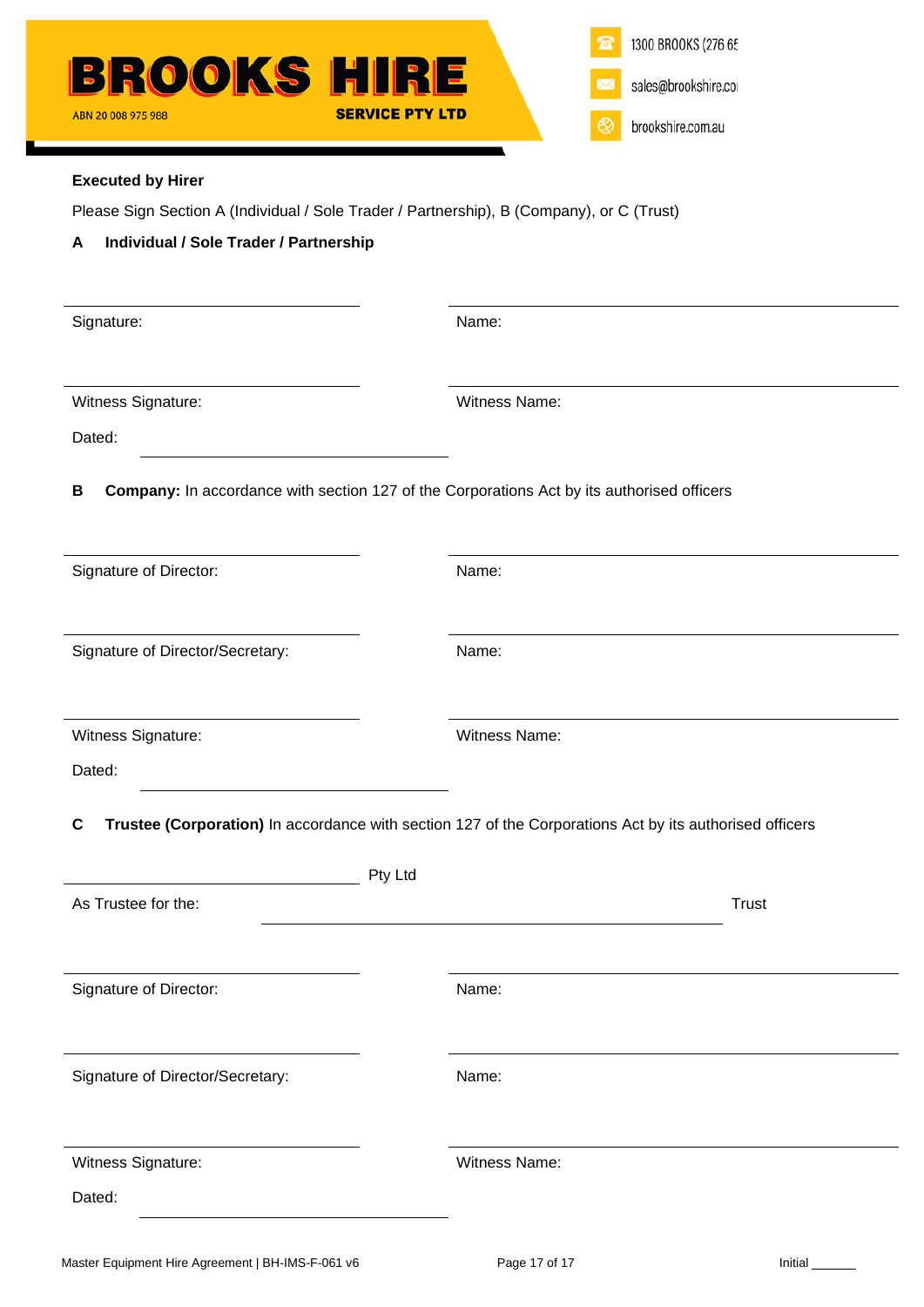**Executed by Hirer**

Please Sign Section A (Individual / Sole Trader / Partnership), B (Company), or C (Trust)

**A Individual / Sole Trader / Partnership**

| | |
|---|---|
| Signature: | Name: |
| Witness Signature: | Witness Name: |

Dated: ____________________

**B Company:** In accordance with section 127 of the Corporations Act by its authorised officers

| | |
|---|---|
| Signature of Director: | Name: |
| Signature of Director/Secretary: | Name: |
| Witness Signature: | Witness Name: |

Dated: ____________________

**C Trustee (Corporation)** In accordance with section 127 of the Corporations Act by its authorised officers

____________________ Pty Ltd

As Trustee for the: ____________________ Trust

| | |
|---|---|
| Signature of Director: | Name: |
| Signature of Director/Secretary: | Name: |
| Witness Signature: | Witness Name: |

Dated: ____________________

Initial ______